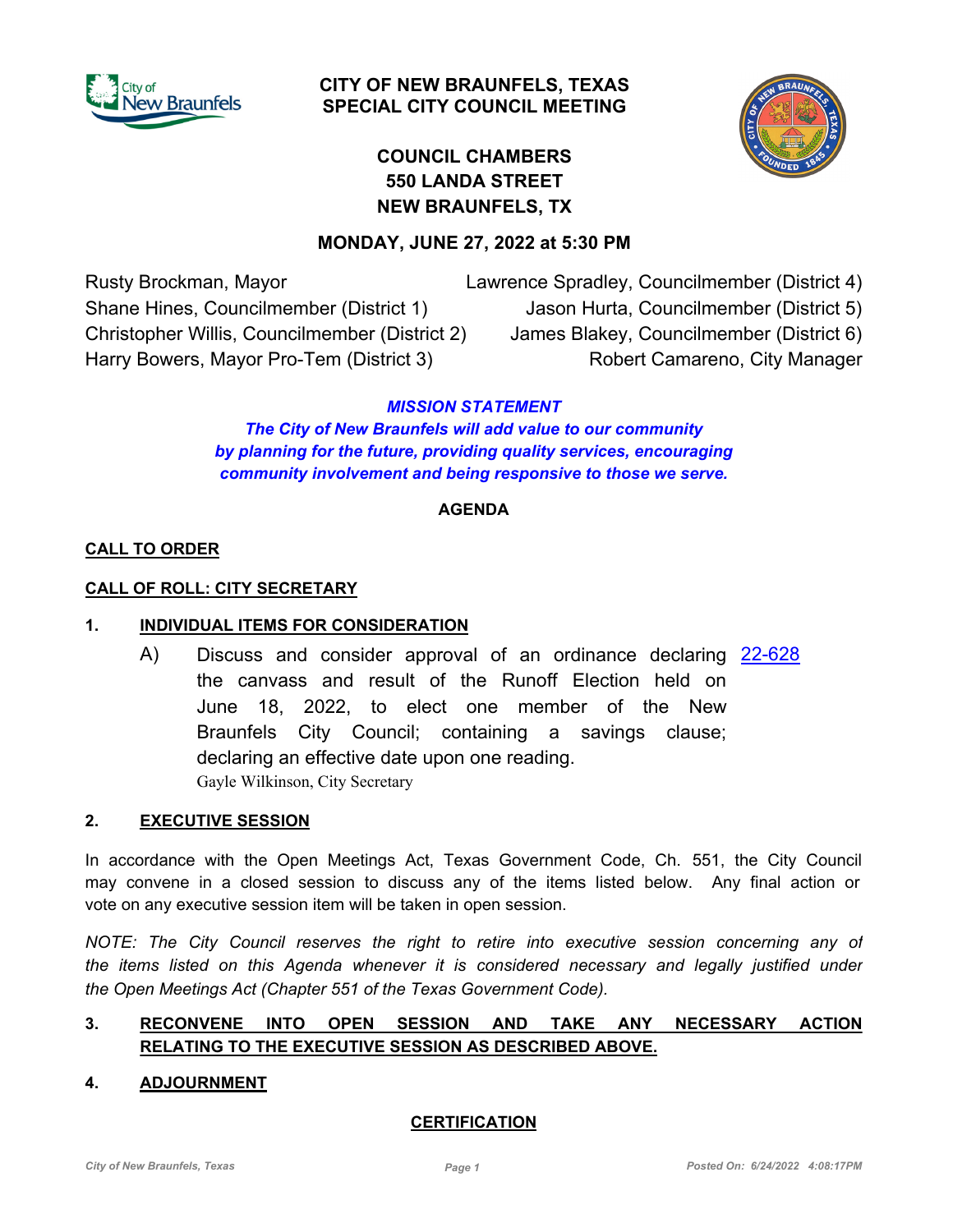# CITY OF NEW BRAUNFELS, TEXAS
## SPECIAL CITY COUNCIL MEETING

**COUNCIL CHAMBERS**
**550 LANDA STREET**
**NEW BRAUNFELS, TX**

**MONDAY, JUNE 27, 2022 at 5:30 PM**

Rusty Brockman, Mayor
Shane Hines, Councilmember (District 1)
Christopher Willis, Councilmember (District 2)
Harry Bowers, Mayor Pro-Tem (District 3)
Lawrence Spradley, Councilmember (District 4)
Jason Hurta, Councilmember (District 5)
James Blakey, Councilmember (District 6)
Robert Camareno, City Manager

***MISSION STATEMENT***

***The City of New Braunfels will add value to our community by planning for the future, providing quality services, encouraging community involvement and being responsive to those we serve.***

**AGENDA**

**CALL TO ORDER**

**CALL OF ROLL: CITY SECRETARY**

**1. INDIVIDUAL ITEMS FOR CONSIDERATION**

A) Discuss and consider approval of an ordinance declaring the canvass and result of the Runoff Election held on June 18, 2022, to elect one member of the New Braunfels City Council; containing a savings clause; declaring an effective date upon one reading. 22-628
Gayle Wilkinson, City Secretary

**2. EXECUTIVE SESSION**

In accordance with the Open Meetings Act, Texas Government Code, Ch. 551, the City Council may convene in a closed session to discuss any of the items listed below. Any final action or vote on any executive session item will be taken in open session.

*NOTE: The City Council reserves the right to retire into executive session concerning any of the items listed on this Agenda whenever it is considered necessary and legally justified under the Open Meetings Act (Chapter 551 of the Texas Government Code).*

**3. RECONVENE INTO OPEN SESSION AND TAKE ANY NECESSARY ACTION RELATING TO THE EXECUTIVE SESSION AS DESCRIBED ABOVE.**

**4. ADJOURNMENT**

**CERTIFICATION**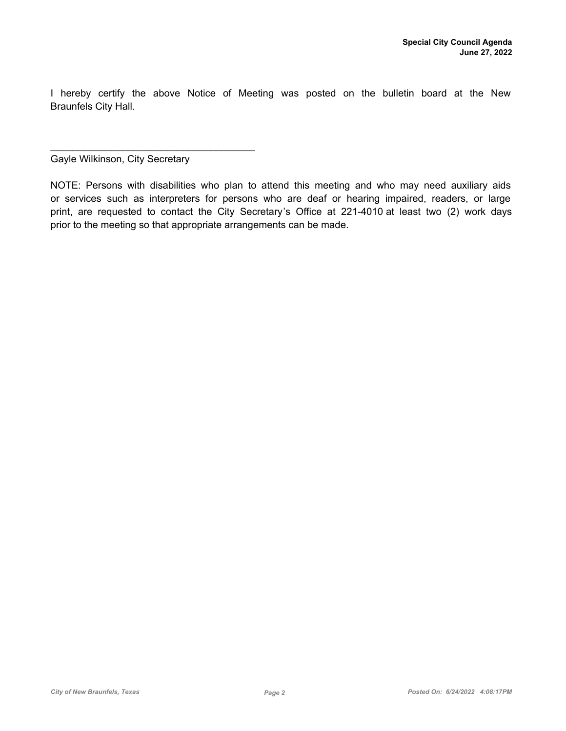I hereby certify the above Notice of Meeting was posted on the bulletin board at the New Braunfels City Hall.

\_\_\_\_\_\_\_\_\_\_\_\_\_\_\_\_\_\_\_\_\_\_\_\_\_\_\_\_\_\_\_\_\_\_\_\_\_\_

Gayle Wilkinson, City Secretary

NOTE: Persons with disabilities who plan to attend this meeting and who may need auxiliary aids or services such as interpreters for persons who are deaf or hearing impaired, readers, or large print, are requested to contact the City Secretary's Office at 221-4010 at least two (2) work days prior to the meeting so that appropriate arrangements can be made.